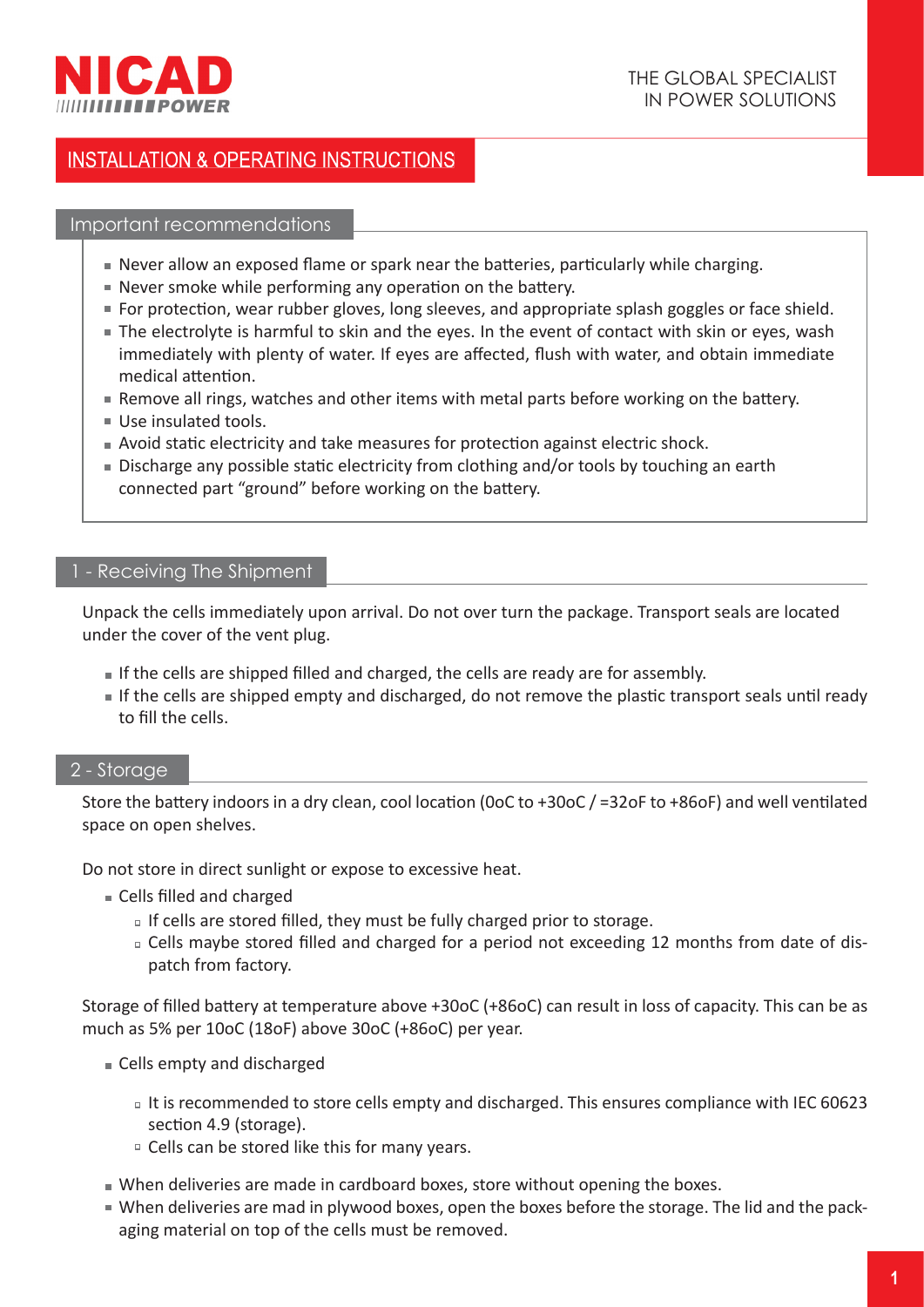# NICAD POWER

THE GLOBAL SPECIALIST IN POWER SOLUTIONS

## INSTALLATION & OPERATING INSTRUCTIONS

### Important recommendations

- Never allow an exposed flame or spark near the batteries, particularly while charging.
- Never smoke while performing any operation on the battery.
- For protection, wear rubber gloves, long sleeves, and appropriate splash goggles or face shield.
- The electrolyte is harmful to skin and the eyes. In the event of contact with skin or eyes, wash immediately with plenty of water. If eyes are affected, flush with water, and obtain immediate medical attention.
- Remove all rings, watches and other items with metal parts before working on the battery.
- Use insulated tools.
- Avoid static electricity and take measures for protection against electric shock.
- Discharge any possible static electricity from clothing and/or tools by touching an earth connected part "ground" before working on the battery.

### 1 - Receiving The Shipment

Unpack the cells immediately upon arrival. Do not over turn the package. Transport seals are located under the cover of the vent plug.

- If the cells are shipped filled and charged, the cells are ready are for assembly.
- If the cells are shipped empty and discharged, do not remove the plastic transport seals until ready to fill the cells.

### 2 - Storage

Store the battery indoors in a dry clean, cool location (0oC to +30oC / =32oF to +86oF) and well ventilated space on open shelves.

Do not store in direct sunlight or expose to excessive heat.

- Cells filled and charged
  - If cells are stored filled, they must be fully charged prior to storage.
  - Cells maybe stored filled and charged for a period not exceeding 12 months from date of dispatch from factory.

Storage of filled battery at temperature above +30oC (+86oC) can result in loss of capacity. This can be as much as 5% per 10oC (18oF) above 30oC (+86oC) per year.

- Cells empty and discharged
  - It is recommended to store cells empty and discharged. This ensures compliance with IEC 60623 section 4.9 (storage).
  - Cells can be stored like this for many years.
- When deliveries are made in cardboard boxes, store without opening the boxes.
- When deliveries are mad in plywood boxes, open the boxes before the storage. The lid and the packaging material on top of the cells must be removed.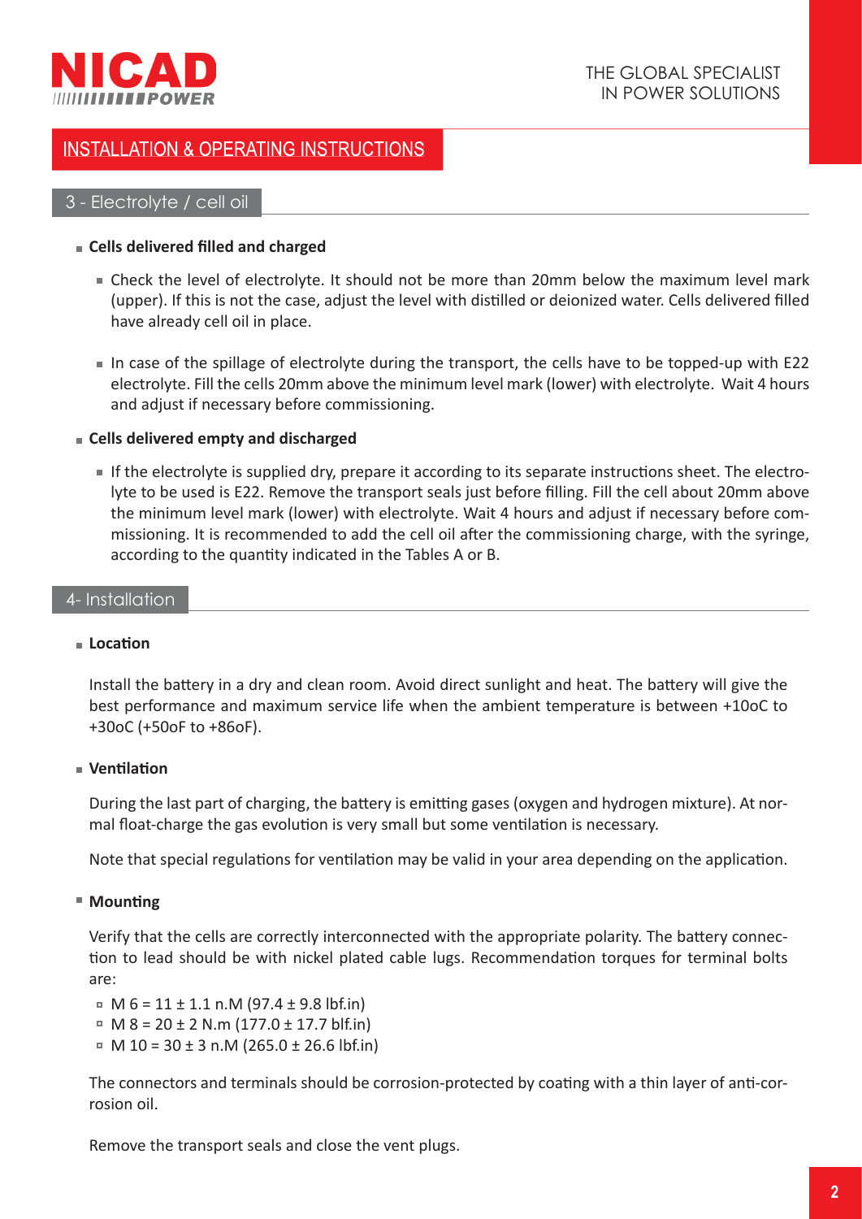## INSTALLATION & OPERATING INSTRUCTIONS

### 3 - Electrolyte / cell oil

- **Cells delivered filled and charged**
  - Check the level of electrolyte. It should not be more than 20mm below the maximum level mark (upper). If this is not the case, adjust the level with distilled or deionized water. Cells delivered filled have already cell oil in place.
  - In case of the spillage of electrolyte during the transport, the cells have to be topped-up with E22 electrolyte. Fill the cells 20mm above the minimum level mark (lower) with electrolyte. Wait 4 hours and adjust if necessary before commissioning.
- **Cells delivered empty and discharged**
  - If the electrolyte is supplied dry, prepare it according to its separate instructions sheet. The electrolyte to be used is E22. Remove the transport seals just before filling. Fill the cell about 20mm above the minimum level mark (lower) with electrolyte. Wait 4 hours and adjust if necessary before commissioning. It is recommended to add the cell oil after the commissioning charge, with the syringe, according to the quantity indicated in the Tables A or B.

### 4- Installation

- **Location**

Install the battery in a dry and clean room. Avoid direct sunlight and heat. The battery will give the best performance and maximum service life when the ambient temperature is between +10oC to +30oC (+50oF to +86oF).

- **Ventilation**

During the last part of charging, the battery is emitting gases (oxygen and hydrogen mixture). At normal float-charge the gas evolution is very small but some ventilation is necessary.

Note that special regulations for ventilation may be valid in your area depending on the application.

- **Mounting**

Verify that the cells are correctly interconnected with the appropriate polarity. The battery connection to lead should be with nickel plated cable lugs. Recommendation torques for terminal bolts are:

- M 6 = 11 ± 1.1 n.M (97.4 ± 9.8 lbf.in)
- M 8 = 20 ± 2 N.m (177.0 ± 17.7 blf.in)
- M 10 = 30 ± 3 n.M (265.0 ± 26.6 lbf.in)

The connectors and terminals should be corrosion-protected by coating with a thin layer of anti-corrosion oil.

Remove the transport seals and close the vent plugs.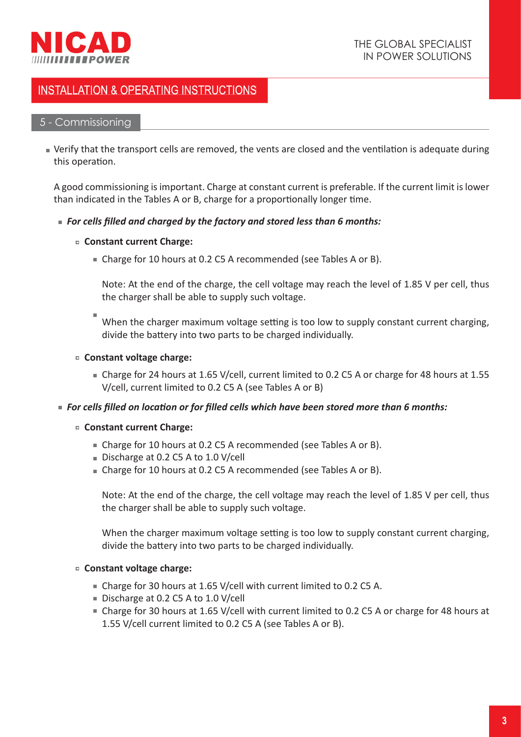## INSTALLATION & OPERATING INSTRUCTIONS

### 5 - Commissioning

- Verify that the transport cells are removed, the vents are closed and the ventilation is adequate during this operation.

  A good commissioning is important. Charge at constant current is preferable. If the current limit is lower than indicated in the Tables A or B, charge for a proportionally longer time.

  - ***For cells filled and charged by the factory and stored less than 6 months:***
    - **Constant current Charge:**
      - Charge for 10 hours at 0.2 C5 A recommended (see Tables A or B).

        Note: At the end of the charge, the cell voltage may reach the level of 1.85 V per cell, thus the charger shall be able to supply such voltage.

      - When the charger maximum voltage setting is too low to supply constant current charging, divide the battery into two parts to be charged individually.
    - **Constant voltage charge:**
      - Charge for 24 hours at 1.65 V/cell, current limited to 0.2 C5 A or charge for 48 hours at 1.55 V/cell, current limited to 0.2 C5 A (see Tables A or B)
  - ***For cells filled on location or for filled cells which have been stored more than 6 months:***
    - **Constant current Charge:**
      - Charge for 10 hours at 0.2 C5 A recommended (see Tables A or B).
      - Discharge at 0.2 C5 A to 1.0 V/cell
      - Charge for 10 hours at 0.2 C5 A recommended (see Tables A or B).

        Note: At the end of the charge, the cell voltage may reach the level of 1.85 V per cell, thus the charger shall be able to supply such voltage.

        When the charger maximum voltage setting is too low to supply constant current charging, divide the battery into two parts to be charged individually.
    - **Constant voltage charge:**
      - Charge for 30 hours at 1.65 V/cell with current limited to 0.2 C5 A.
      - Discharge at 0.2 C5 A to 1.0 V/cell
      - Charge for 30 hours at 1.65 V/cell with current limited to 0.2 C5 A or charge for 48 hours at 1.55 V/cell current limited to 0.2 C5 A (see Tables A or B).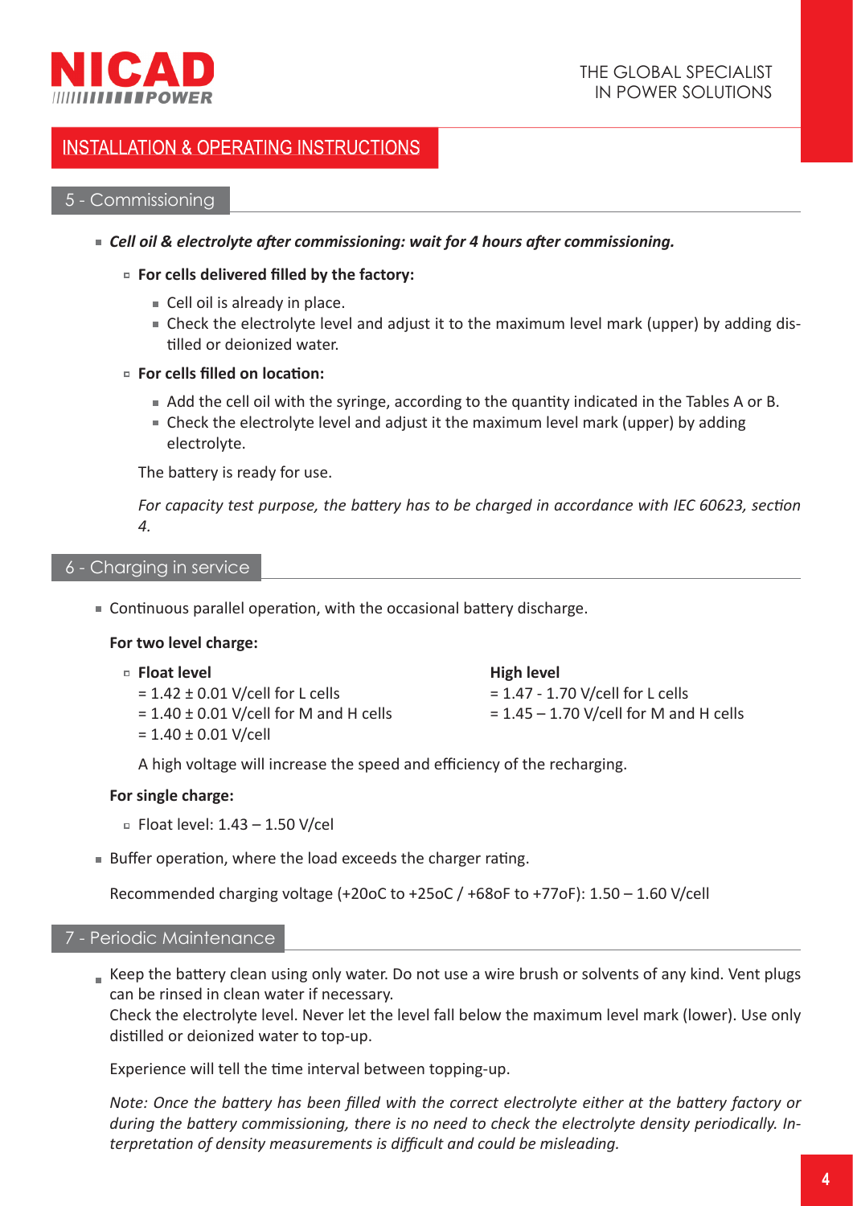## INSTALLATION & OPERATING INSTRUCTIONS

### 5 - Commissioning

- ***Cell oil & electrolyte after commissioning: wait for 4 hours after commissioning.***
  - **For cells delivered filled by the factory:**
    - Cell oil is already in place.
    - Check the electrolyte level and adjust it to the maximum level mark (upper) by adding distilled or deionized water.
  - **For cells filled on location:**
    - Add the cell oil with the syringe, according to the quantity indicated in the Tables A or B.
    - Check the electrolyte level and adjust it the maximum level mark (upper) by adding electrolyte.

  The battery is ready for use.

  *For capacity test purpose, the battery has to be charged in accordance with IEC 60623, section 4.*

### 6 - Charging in service

- Continuous parallel operation, with the occasional battery discharge.

  **For two level charge:**

  - **Float level**
    = 1.42 ± 0.01 V/cell for L cells
    = 1.40 ± 0.01 V/cell for M and H cells
    = 1.40 ± 0.01 V/cell

    **High level**
    = 1.47 - 1.70 V/cell for L cells
    = 1.45 – 1.70 V/cell for M and H cells

  A high voltage will increase the speed and efficiency of the recharging.

  **For single charge:**

  - Float level: 1.43 – 1.50 V/cel

- Buffer operation, where the load exceeds the charger rating.

  Recommended charging voltage (+20oC to +25oC / +68oF to +77oF): 1.50 – 1.60 V/cell

### 7 - Periodic Maintenance

- Keep the battery clean using only water. Do not use a wire brush or solvents of any kind. Vent plugs can be rinsed in clean water if necessary.
  Check the electrolyte level. Never let the level fall below the maximum level mark (lower). Use only distilled or deionized water to top-up.

  Experience will tell the time interval between topping-up.

  *Note: Once the battery has been filled with the correct electrolyte either at the battery factory or during the battery commissioning, there is no need to check the electrolyte density periodically. Interpretation of density measurements is difficult and could be misleading.*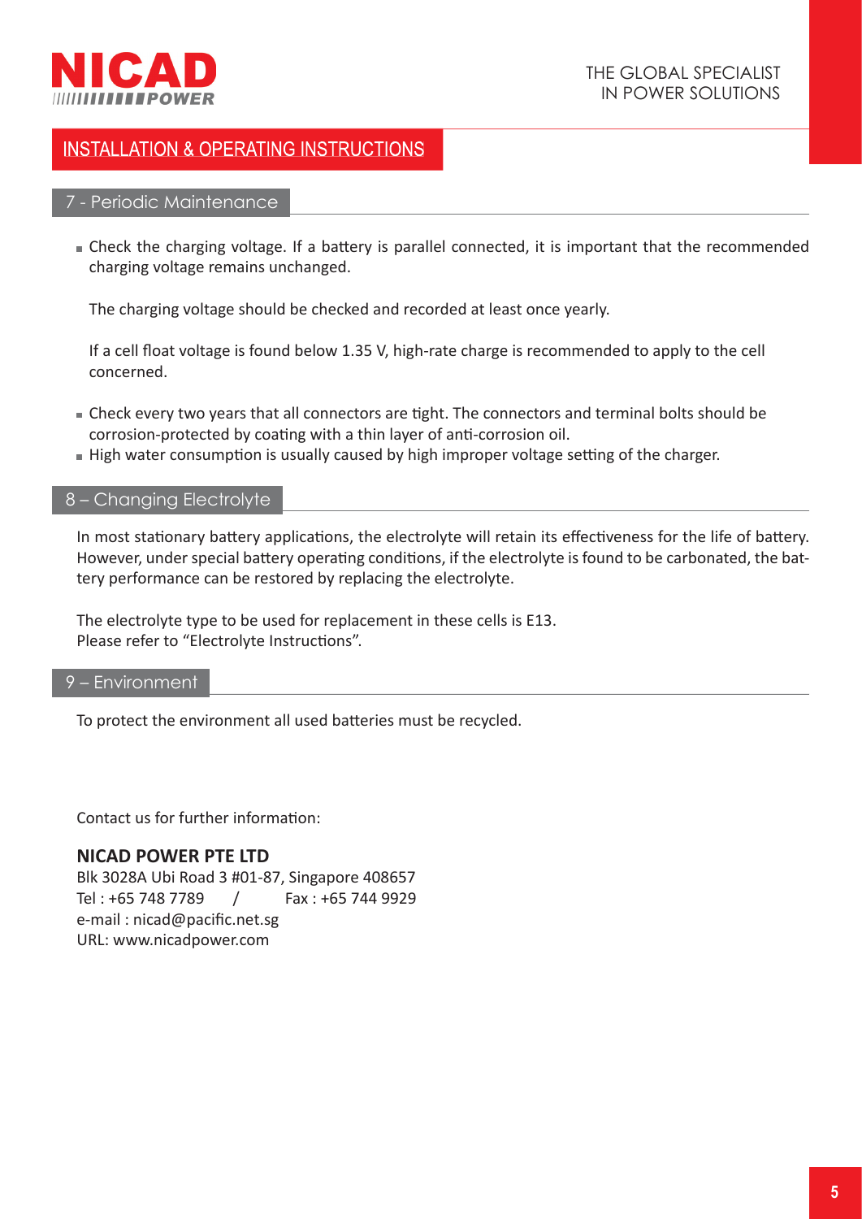## INSTALLATION & OPERATING INSTRUCTIONS

### 7 - Periodic Maintenance

- Check the charging voltage. If a battery is parallel connected, it is important that the recommended charging voltage remains unchanged.

  The charging voltage should be checked and recorded at least once yearly.

  If a cell float voltage is found below 1.35 V, high-rate charge is recommended to apply to the cell concerned.

- Check every two years that all connectors are tight. The connectors and terminal bolts should be corrosion-protected by coating with a thin layer of anti-corrosion oil.
- High water consumption is usually caused by high improper voltage setting of the charger.

### 8 – Changing Electrolyte

In most stationary battery applications, the electrolyte will retain its effectiveness for the life of battery. However, under special battery operating conditions, if the electrolyte is found to be carbonated, the battery performance can be restored by replacing the electrolyte.

The electrolyte type to be used for replacement in these cells is E13.
Please refer to "Electrolyte Instructions".

### 9 – Environment

To protect the environment all used batteries must be recycled.

Contact us for further information:

**NICAD POWER PTE LTD**
Blk 3028A Ubi Road 3 #01-87, Singapore 408657
Tel : +65 748 7789 / Fax : +65 744 9929
e-mail : nicad@pacific.net.sg
URL: www.nicadpower.com